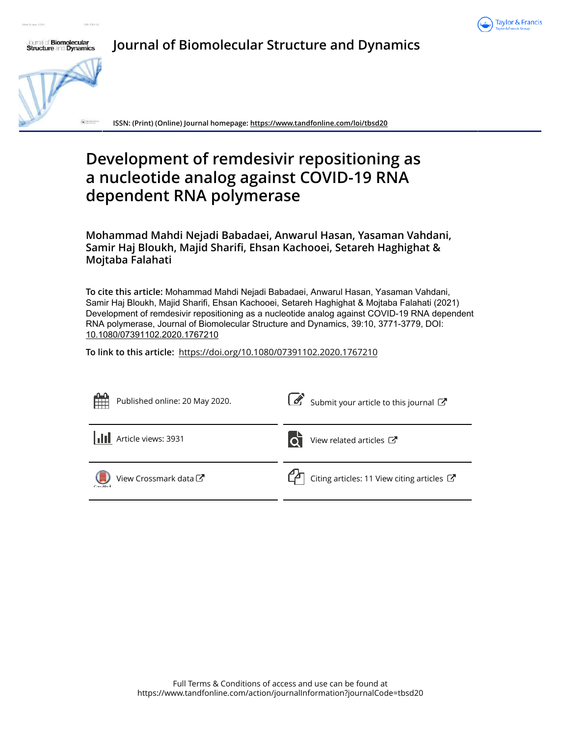# Journal of Biomolecular Structure and Dynamics

ISSN: (Print) (Online) Journal homepage: https://www.tandfonline.com/loi/tbsd20

# Development of remdesivir repositioning as a nucleotide analog against COVID-19 RNA dependent RNA polymerase

**Mohammad Mahdi Nejadi Babadaei, Anwarul Hasan, Yasaman Vahdani, Samir Haj Bloukh, Majid Sharifi, Ehsan Kachooei, Setareh Haghighat & Mojtaba Falahati**

**To cite this article:** Mohammad Mahdi Nejadi Babadaei, Anwarul Hasan, Yasaman Vahdani, Samir Haj Bloukh, Majid Sharifi, Ehsan Kachooei, Setareh Haghighat & Mojtaba Falahati (2021) Development of remdesivir repositioning as a nucleotide analog against COVID-19 RNA dependent RNA polymerase, Journal of Biomolecular Structure and Dynamics, 39:10, 3771-3779, DOI: 10.1080/07391102.2020.1767210

**To link to this article:** https://doi.org/10.1080/07391102.2020.1767210

Published online: 20 May 2020.

Submit your article to this journal

Article views: 3931

View related articles

View Crossmark data

Citing articles: 11 View citing articles

Full Terms & Conditions of access and use can be found at
https://www.tandfonline.com/action/journalInformation?journalCode=tbsd20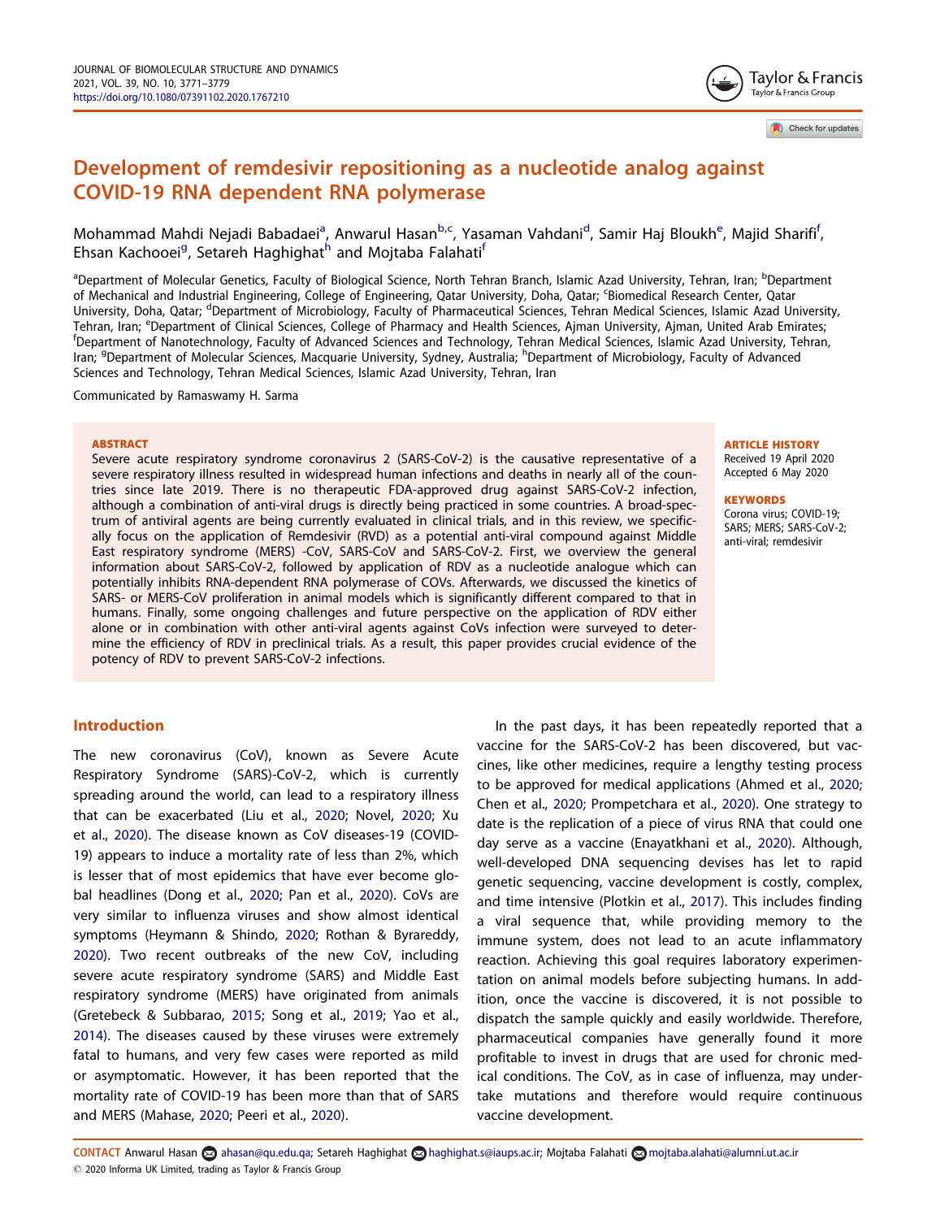# Development of remdesivir repositioning as a nucleotide analog against COVID-19 RNA dependent RNA polymerase

Mohammad Mahdi Nejadi Babadaei[a], Anwarul Hasan[b,c], Yasaman Vahdani[d], Samir Haj Bloukh[e], Majid Sharifi[f], Ehsan Kachooei[g], Setareh Haghighat[h] and Mojtaba Falahati[f]

[a]Department of Molecular Genetics, Faculty of Biological Science, North Tehran Branch, Islamic Azad University, Tehran, Iran; [b]Department of Mechanical and Industrial Engineering, College of Engineering, Qatar University, Doha, Qatar; [c]Biomedical Research Center, Qatar University, Doha, Qatar; [d]Department of Microbiology, Faculty of Pharmaceutical Sciences, Tehran Medical Sciences, Islamic Azad University, Tehran, Iran; [e]Department of Clinical Sciences, College of Pharmacy and Health Sciences, Ajman University, Ajman, United Arab Emirates; [f]Department of Nanotechnology, Faculty of Advanced Sciences and Technology, Tehran Medical Sciences, Islamic Azad University, Tehran, Iran; [g]Department of Molecular Sciences, Macquarie University, Sydney, Australia; [h]Department of Microbiology, Faculty of Advanced Sciences and Technology, Tehran Medical Sciences, Islamic Azad University, Tehran, Iran

Communicated by Ramaswamy H. Sarma

**ABSTRACT**

Severe acute respiratory syndrome coronavirus 2 (SARS-CoV-2) is the causative representative of a severe respiratory illness resulted in widespread human infections and deaths in nearly all of the countries since late 2019. There is no therapeutic FDA-approved drug against SARS-CoV-2 infection, although a combination of anti-viral drugs is directly being practiced in some countries. A broad-spectrum of antiviral agents are being currently evaluated in clinical trials, and in this review, we specifically focus on the application of Remdesivir (RVD) as a potential anti-viral compound against Middle East respiratory syndrome (MERS) -CoV, SARS-CoV and SARS-CoV-2. First, we overview the general information about SARS-CoV-2, followed by application of RDV as a nucleotide analogue which can potentially inhibits RNA-dependent RNA polymerase of COVs. Afterwards, we discussed the kinetics of SARS- or MERS-CoV proliferation in animal models which is significantly different compared to that in humans. Finally, some ongoing challenges and future perspective on the application of RDV either alone or in combination with other anti-viral agents against CoVs infection were surveyed to determine the efficiency of RDV in preclinical trials. As a result, this paper provides crucial evidence of the potency of RDV to prevent SARS-CoV-2 infections.

**ARTICLE HISTORY**
Received 19 April 2020
Accepted 6 May 2020

**KEYWORDS**
Corona virus; COVID-19; SARS; MERS; SARS-CoV-2; anti-viral; remdesivir

## Introduction

The new coronavirus (CoV), known as Severe Acute Respiratory Syndrome (SARS)-CoV-2, which is currently spreading around the world, can lead to a respiratory illness that can be exacerbated (Liu et al., 2020; Novel, 2020; Xu et al., 2020). The disease known as CoV diseases-19 (COVID-19) appears to induce a mortality rate of less than 2%, which is lesser that of most epidemics that have ever become global headlines (Dong et al., 2020; Pan et al., 2020). CoVs are very similar to influenza viruses and show almost identical symptoms (Heymann & Shindo, 2020; Rothan & Byrareddy, 2020). Two recent outbreaks of the new CoV, including severe acute respiratory syndrome (SARS) and Middle East respiratory syndrome (MERS) have originated from animals (Gretebeck & Subbarao, 2015; Song et al., 2019; Yao et al., 2014). The diseases caused by these viruses were extremely fatal to humans, and very few cases were reported as mild or asymptomatic. However, it has been reported that the mortality rate of COVID-19 has been more than that of SARS and MERS (Mahase, 2020; Peeri et al., 2020).

In the past days, it has been repeatedly reported that a vaccine for the SARS-CoV-2 has been discovered, but vaccines, like other medicines, require a lengthy testing process to be approved for medical applications (Ahmed et al., 2020; Chen et al., 2020; Prompetchara et al., 2020). One strategy to date is the replication of a piece of virus RNA that could one day serve as a vaccine (Enayatkhani et al., 2020). Although, well-developed DNA sequencing devises has let to rapid genetic sequencing, vaccine development is costly, complex, and time intensive (Plotkin et al., 2017). This includes finding a viral sequence that, while providing memory to the immune system, does not lead to an acute inflammatory reaction. Achieving this goal requires laboratory experimentation on animal models before subjecting humans. In addition, once the vaccine is discovered, it is not possible to dispatch the sample quickly and easily worldwide. Therefore, pharmaceutical companies have generally found it more profitable to invest in drugs that are used for chronic medical conditions. The CoV, as in case of influenza, may undertake mutations and therefore would require continuous vaccine development.

CONTACT Anwarul Hasan ahasan@qu.edu.qa; Setareh Haghighat haghighat.s@iaups.ac.ir; Mojtaba Falahati mojtaba.alahati@alumni.ut.ac.ir
© 2020 Informa UK Limited, trading as Taylor & Francis Group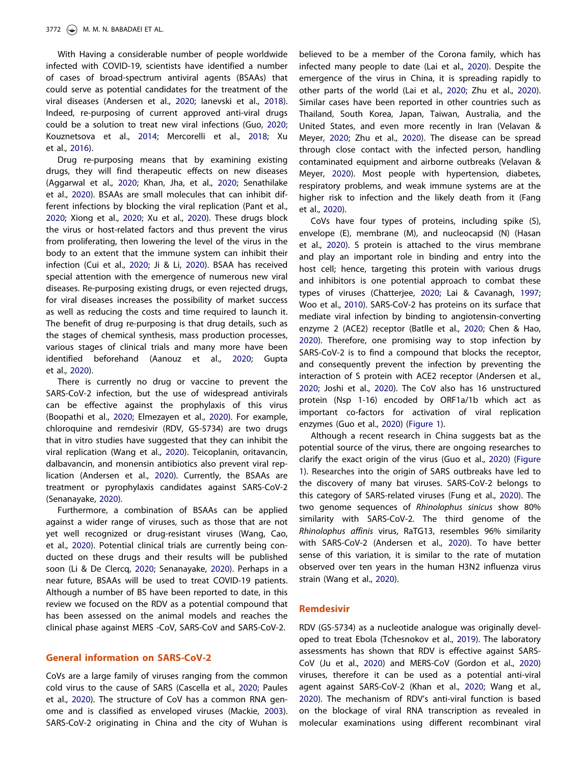With Having a considerable number of people worldwide infected with COVID-19, scientists have identified a number of cases of broad-spectrum antiviral agents (BSAAs) that could serve as potential candidates for the treatment of the viral diseases (Andersen et al., 2020; Ianevski et al., 2018). Indeed, re-purposing of current approved anti-viral drugs could be a solution to treat new viral infections (Guo, 2020; Kouznetsova et al., 2014; Mercorelli et al., 2018; Xu et al., 2016).

Drug re-purposing means that by examining existing drugs, they will find therapeutic effects on new diseases (Aggarwal et al., 2020; Khan, Jha, et al., 2020; Senathilake et al., 2020). BSAAs are small molecules that can inhibit different infections by blocking the viral replication (Pant et al., 2020; Xiong et al., 2020; Xu et al., 2020). These drugs block the virus or host-related factors and thus prevent the virus from proliferating, then lowering the level of the virus in the body to an extent that the immune system can inhibit their infection (Cui et al., 2020; Ji & Li, 2020). BSAA has received special attention with the emergence of numerous new viral diseases. Re-purposing existing drugs, or even rejected drugs, for viral diseases increases the possibility of market success as well as reducing the costs and time required to launch it. The benefit of drug re-purposing is that drug details, such as the stages of chemical synthesis, mass production processes, various stages of clinical trials and many more have been identified beforehand (Aanouz et al., 2020; Gupta et al., 2020).

There is currently no drug or vaccine to prevent the SARS-CoV-2 infection, but the use of widespread antivirals can be effective against the prophylaxis of this virus (Boopathi et al., 2020; Elmezayen et al., 2020). For example, chloroquine and remdesivir (RDV, GS-5734) are two drugs that in vitro studies have suggested that they can inhibit the viral replication (Wang et al., 2020). Teicoplanin, oritavancin, dalbavancin, and monensin antibiotics also prevent viral replication (Andersen et al., 2020). Currently, the BSAAs are treatment or pyrophylaxis candidates against SARS-CoV-2 (Senanayake, 2020).

Furthermore, a combination of BSAAs can be applied against a wider range of viruses, such as those that are not yet well recognized or drug-resistant viruses (Wang, Cao, et al., 2020). Potential clinical trials are currently being conducted on these drugs and their results will be published soon (Li & De Clercq, 2020; Senanayake, 2020). Perhaps in a near future, BSAAs will be used to treat COVID-19 patients. Although a number of BS have been reported to date, in this review we focused on the RDV as a potential compound that has been assessed on the animal models and reaches the clinical phase against MERS -CoV, SARS-CoV and SARS-CoV-2.

## General information on SARS-CoV-2

CoVs are a large family of viruses ranging from the common cold virus to the cause of SARS (Cascella et al., 2020; Paules et al., 2020). The structure of CoV has a common RNA genome and is classified as enveloped viruses (Mackie, 2003). SARS-CoV-2 originating in China and the city of Wuhan is believed to be a member of the Corona family, which has infected many people to date (Lai et al., 2020). Despite the emergence of the virus in China, it is spreading rapidly to other parts of the world (Lai et al., 2020; Zhu et al., 2020). Similar cases have been reported in other countries such as Thailand, South Korea, Japan, Taiwan, Australia, and the United States, and even more recently in Iran (Velavan & Meyer, 2020; Zhu et al., 2020). The disease can be spread through close contact with the infected person, handling contaminated equipment and airborne outbreaks (Velavan & Meyer, 2020). Most people with hypertension, diabetes, respiratory problems, and weak immune systems are at the higher risk to infection and the likely death from it (Fang et al., 2020).

CoVs have four types of proteins, including spike (S), envelope (E), membrane (M), and nucleocapsid (N) (Hasan et al., 2020). S protein is attached to the virus membrane and play an important role in binding and entry into the host cell; hence, targeting this protein with various drugs and inhibitors is one potential approach to combat these types of viruses (Chatterjee, 2020; Lai & Cavanagh, 1997; Woo et al., 2010). SARS-CoV-2 has proteins on its surface that mediate viral infection by binding to angiotensin-converting enzyme 2 (ACE2) receptor (Batlle et al., 2020; Chen & Hao, 2020). Therefore, one promising way to stop infection by SARS-CoV-2 is to find a compound that blocks the receptor, and consequently prevent the infection by preventing the interaction of S protein with ACE2 receptor (Andersen et al., 2020; Joshi et al., 2020). The CoV also has 16 unstructured protein (Nsp 1-16) encoded by ORF1a/1b which act as important co-factors for activation of viral replication enzymes (Guo et al., 2020) (Figure 1).

Although a recent research in China suggests bat as the potential source of the virus, there are ongoing researches to clarify the exact origin of the virus (Guo et al., 2020) (Figure 1). Researches into the origin of SARS outbreaks have led to the discovery of many bat viruses. SARS-CoV-2 belongs to this category of SARS-related viruses (Fung et al., 2020). The two genome sequences of *Rhinolophus sinicus* show 80% similarity with SARS-CoV-2. The third genome of the *Rhinolophus affinis* virus, RaTG13, resembles 96% similarity with SARS-CoV-2 (Andersen et al., 2020). To have better sense of this variation, it is similar to the rate of mutation observed over ten years in the human H3N2 influenza virus strain (Wang et al., 2020).

## Remdesivir

RDV (GS-5734) as a nucleotide analogue was originally developed to treat Ebola (Tchesnokov et al., 2019). The laboratory assessments has shown that RDV is effective against SARS-CoV (Ju et al., 2020) and MERS-CoV (Gordon et al., 2020) viruses, therefore it can be used as a potential anti-viral agent against SARS-CoV-2 (Khan et al., 2020; Wang et al., 2020). The mechanism of RDV's anti-viral function is based on the blockage of viral RNA transcription as revealed in molecular examinations using different recombinant viral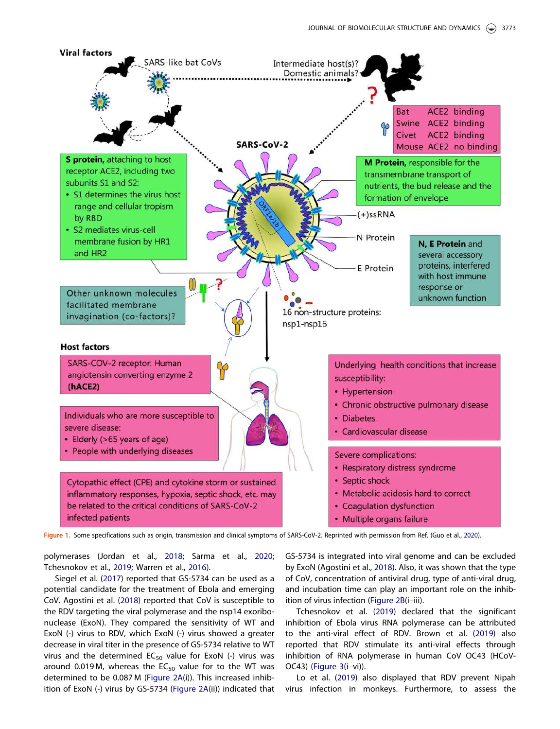Figure 1. Some specifications such as origin, transmission and clinical symptoms of SARS-CoV-2. Reprinted with permission from Ref. (Guo et al., 2020).

polymerases (Jordan et al., 2018; Sarma et al., 2020; Tchesnokov et al., 2019; Warren et al., 2016).

Siegel et al. (2017) reported that GS-5734 can be used as a potential candidate for the treatment of Ebola and emerging CoV. Agostini et al. (2018) reported that CoV is susceptible to the RDV targeting the viral polymerase and the nsp14 exoribonuclease (ExoN). They compared the sensitivity of WT and ExoN (-) virus to RDV, which ExoN (-) virus showed a greater decrease in viral titer in the presence of GS-5734 relative to WT virus and the determined $EC_{50}$ value for ExoN (-) virus was around 0.019 M, whereas the $EC_{50}$ value for to the WT was determined to be 0.087 M (Figure 2A(i)). This increased inhibition of ExoN (-) virus by GS-5734 (Figure 2A(ii)) indicated that GS-5734 is integrated into viral genome and can be excluded by ExoN (Agostini et al., 2018). Also, it was shown that the type of CoV, concentration of antiviral drug, type of anti-viral drug, and incubation time can play an important role on the inhibition of virus infection (Figure 2B(i–iii).

Tchesnokov et al. (2019) declared that the significant inhibition of Ebola virus RNA polymerase can be attributed to the anti-viral effect of RDV. Brown et al. (2019) also reported that RDV stimulate its anti-viral effects through inhibition of RNA polymerase in human CoV OC43 (HCoV-OC43) (Figure 3(i–vi)).

Lo et al. (2019) also displayed that RDV prevent Nipah virus infection in monkeys. Furthermore, to assess the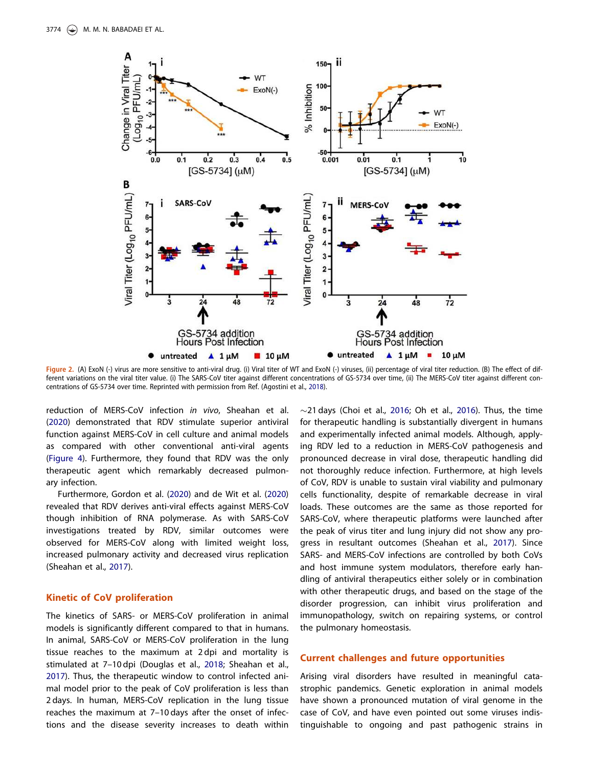Figure 2. (A) ExoN (-) virus are more sensitive to anti-viral drug. (i) Viral titer of WT and ExoN (-) viruses, (ii) percentage of viral titer reduction. (B) The effect of different variations on the viral titer value. (i) The SARS-CoV titer against different concentrations of GS-5734 over time, (ii) The MERS-CoV titer against different concentrations of GS-5734 over time. Reprinted with permission from Ref. (Agostini et al., 2018).

reduction of MERS-CoV infection *in vivo*, Sheahan et al. (2020) demonstrated that RDV stimulate superior antiviral function against MERS-CoV in cell culture and animal models as compared with other conventional anti-viral agents (Figure 4). Furthermore, they found that RDV was the only therapeutic agent which remarkably decreased pulmonary infection.

Furthermore, Gordon et al. (2020) and de Wit et al. (2020) revealed that RDV derives anti-viral effects against MERS-CoV though inhibition of RNA polymerase. As with SARS-CoV investigations treated by RDV, similar outcomes were observed for MERS-CoV along with limited weight loss, increased pulmonary activity and decreased virus replication (Sheahan et al., 2017).

## Kinetic of CoV proliferation

The kinetics of SARS- or MERS-CoV proliferation in animal models is significantly different compared to that in humans. In animal, SARS-CoV or MERS-CoV proliferation in the lung tissue reaches to the maximum at 2 dpi and mortality is stimulated at 7–10 dpi (Douglas et al., 2018; Sheahan et al., 2017). Thus, the therapeutic window to control infected animal model prior to the peak of CoV proliferation is less than 2 days. In human, MERS-CoV replication in the lung tissue reaches the maximum at 7–10 days after the onset of infections and the disease severity increases to death within ~21 days (Choi et al., 2016; Oh et al., 2016). Thus, the time for therapeutic handling is substantially divergent in humans and experimentally infected animal models. Although, applying RDV led to a reduction in MERS-CoV pathogenesis and pronounced decrease in viral dose, therapeutic handling did not thoroughly reduce infection. Furthermore, at high levels of CoV, RDV is unable to sustain viral viability and pulmonary cells functionality, despite of remarkable decrease in viral loads. These outcomes are the same as those reported for SARS-CoV, where therapeutic platforms were launched after the peak of virus titer and lung injury did not show any progress in resultant outcomes (Sheahan et al., 2017). Since SARS- and MERS-CoV infections are controlled by both CoVs and host immune system modulators, therefore early handling of antiviral therapeutics either solely or in combination with other therapeutic drugs, and based on the stage of the disorder progression, can inhibit virus proliferation and immunopathology, switch on repairing systems, or control the pulmonary homeostasis.

## Current challenges and future opportunities

Arising viral disorders have resulted in meaningful catastrophic pandemics. Genetic exploration in animal models have shown a pronounced mutation of viral genome in the case of CoV, and have even pointed out some viruses indistinguishable to ongoing and past pathogenic strains in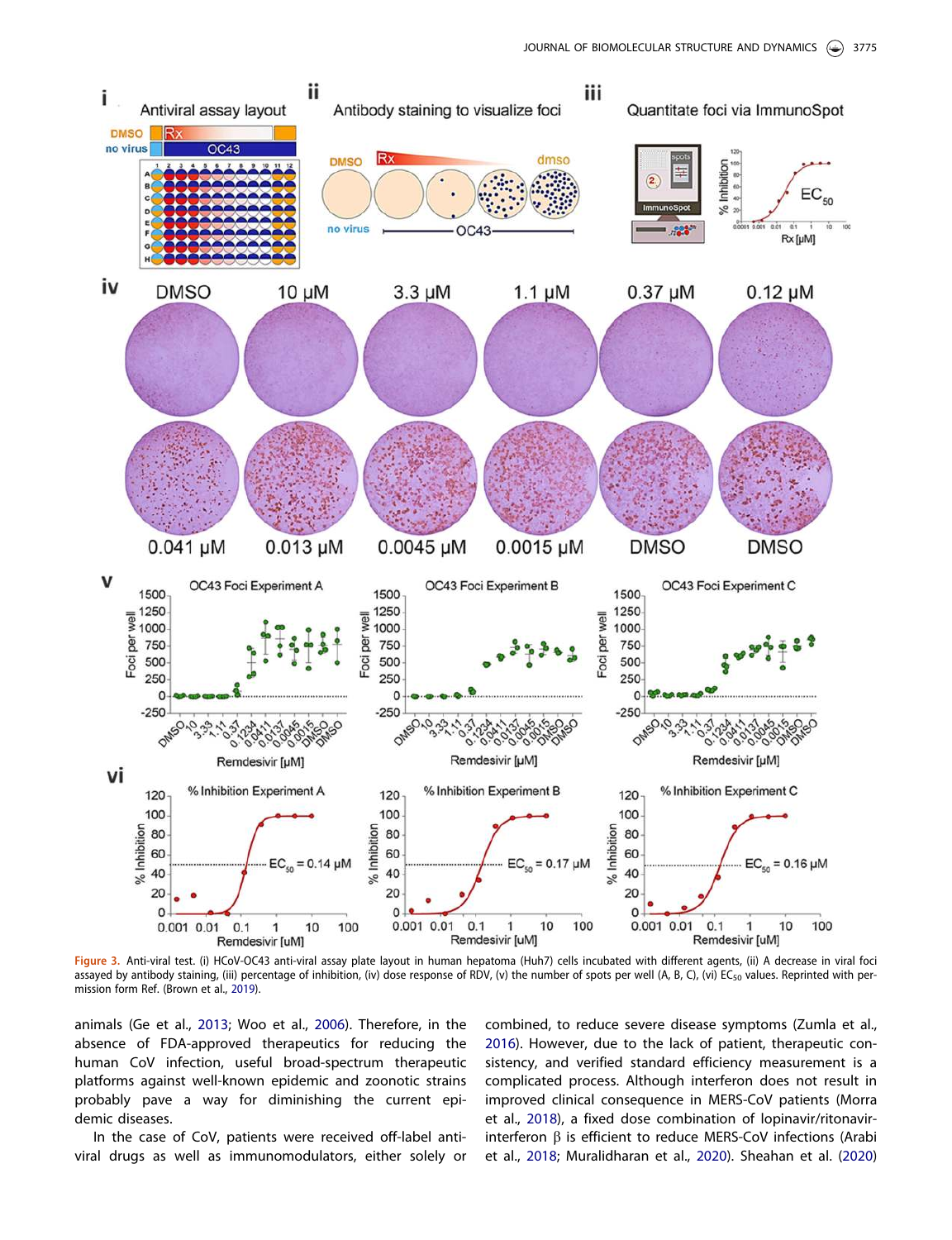Figure 3. Anti-viral test. (i) HCoV-OC43 anti-viral assay plate layout in human hepatoma (Huh7) cells incubated with different agents, (ii) A decrease in viral foci assayed by antibody staining, (iii) percentage of inhibition, (iv) dose response of RDV, (v) the number of spots per well (A, B, C), (vi) $EC_{50}$ values. Reprinted with permission form Ref. (Brown et al., 2019).

animals (Ge et al., 2013; Woo et al., 2006). Therefore, in the absence of FDA-approved therapeutics for reducing the human CoV infection, useful broad-spectrum therapeutic platforms against well-known epidemic and zoonotic strains probably pave a way for diminishing the current epidemic diseases.

In the case of CoV, patients were received off-label antiviral drugs as well as immunomodulators, either solely or combined, to reduce severe disease symptoms (Zumla et al., 2016). However, due to the lack of patient, therapeutic consistency, and verified standard efficiency measurement is a complicated process. Although interferon does not result in improved clinical consequence in MERS-CoV patients (Morra et al., 2018), a fixed dose combination of lopinavir/ritonavir-interferon β is efficient to reduce MERS-CoV infections (Arabi et al., 2018; Muralidharan et al., 2020). Sheahan et al. (2020)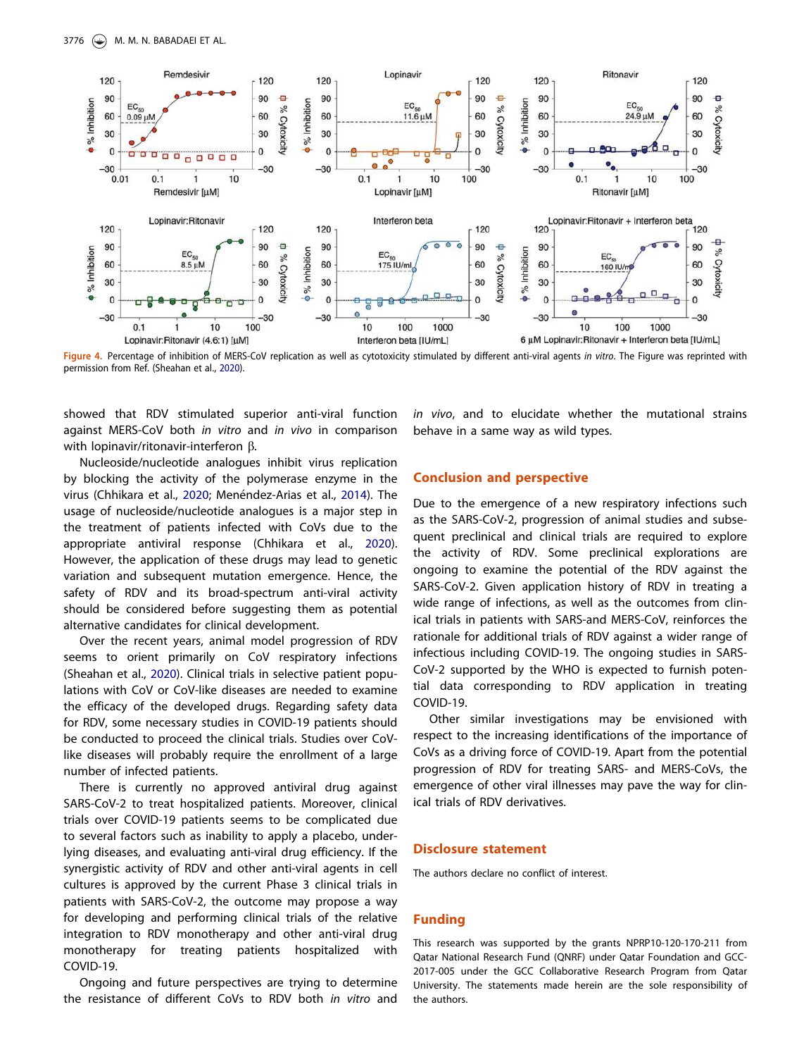Figure 4. Percentage of inhibition of MERS-CoV replication as well as cytotoxicity stimulated by different anti-viral agents *in vitro*. The Figure was reprinted with permission from Ref. (Sheahan et al., 2020).

showed that RDV stimulated superior anti-viral function against MERS-CoV both *in vitro* and *in vivo* in comparison with lopinavir/ritonavir-interferon β.

Nucleoside/nucleotide analogues inhibit virus replication by blocking the activity of the polymerase enzyme in the virus (Chhikara et al., 2020; Menéndez-Arias et al., 2014). The usage of nucleoside/nucleotide analogues is a major step in the treatment of patients infected with CoVs due to the appropriate antiviral response (Chhikara et al., 2020). However, the application of these drugs may lead to genetic variation and subsequent mutation emergence. Hence, the safety of RDV and its broad-spectrum anti-viral activity should be considered before suggesting them as potential alternative candidates for clinical development.

Over the recent years, animal model progression of RDV seems to orient primarily on CoV respiratory infections (Sheahan et al., 2020). Clinical trials in selective patient populations with CoV or CoV-like diseases are needed to examine the efficacy of the developed drugs. Regarding safety data for RDV, some necessary studies in COVID-19 patients should be conducted to proceed the clinical trials. Studies over CoV-like diseases will probably require the enrollment of a large number of infected patients.

There is currently no approved antiviral drug against SARS-CoV-2 to treat hospitalized patients. Moreover, clinical trials over COVID-19 patients seems to be complicated due to several factors such as inability to apply a placebo, underlying diseases, and evaluating anti-viral drug efficiency. If the synergistic activity of RDV and other anti-viral agents in cell cultures is approved by the current Phase 3 clinical trials in patients with SARS-CoV-2, the outcome may propose a way for developing and performing clinical trials of the relative integration to RDV monotherapy and other anti-viral drug monotherapy for treating patients hospitalized with COVID-19.

Ongoing and future perspectives are trying to determine the resistance of different CoVs to RDV both *in vitro* and *in vivo*, and to elucidate whether the mutational strains behave in a same way as wild types.

## Conclusion and perspective

Due to the emergence of a new respiratory infections such as the SARS-CoV-2, progression of animal studies and subsequent preclinical and clinical trials are required to explore the activity of RDV. Some preclinical explorations are ongoing to examine the potential of the RDV against the SARS-CoV-2. Given application history of RDV in treating a wide range of infections, as well as the outcomes from clinical trials in patients with SARS-and MERS-CoV, reinforces the rationale for additional trials of RDV against a wider range of infectious including COVID-19. The ongoing studies in SARS-CoV-2 supported by the WHO is expected to furnish potential data corresponding to RDV application in treating COVID-19.

Other similar investigations may be envisioned with respect to the increasing identifications of the importance of CoVs as a driving force of COVID-19. Apart from the potential progression of RDV for treating SARS- and MERS-CoVs, the emergence of other viral illnesses may pave the way for clinical trials of RDV derivatives.

## Disclosure statement

The authors declare no conflict of interest.

## Funding

This research was supported by the grants NPRP10-120-170-211 from Qatar National Research Fund (QNRF) under Qatar Foundation and GCC-2017-005 under the GCC Collaborative Research Program from Qatar University. The statements made herein are the sole responsibility of the authors.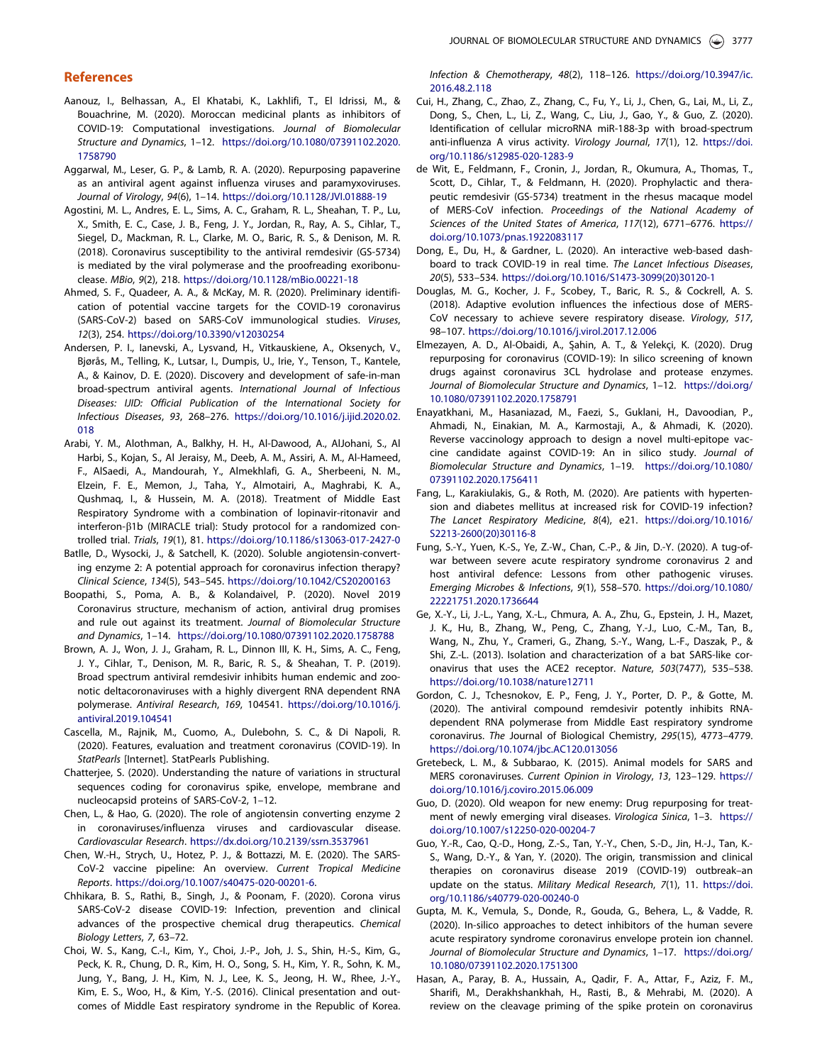## References

Aanouz, I., Belhassan, A., El Khatabi, K., Lakhlifi, T., El Idrissi, M., & Bouachrine, M. (2020). Moroccan medicinal plants as inhibitors of COVID-19: Computational investigations. *Journal of Biomolecular Structure and Dynamics*, 1–12. https://doi.org/10.1080/07391102.2020.1758790

Aggarwal, M., Leser, G. P., & Lamb, R. A. (2020). Repurposing papaverine as an antiviral agent against influenza viruses and paramyxoviruses. *Journal of Virology*, *94*(6), 1–14. https://doi.org/10.1128/JVI.01888-19

Agostini, M. L., Andres, E. L., Sims, A. C., Graham, R. L., Sheahan, T. P., Lu, X., Smith, E. C., Case, J. B., Feng, J. Y., Jordan, R., Ray, A. S., Cihlar, T., Siegel, D., Mackman, R. L., Clarke, M. O., Baric, R. S., & Denison, M. R. (2018). Coronavirus susceptibility to the antiviral remdesivir (GS-5734) is mediated by the viral polymerase and the proofreading exoribonuclease. *MBio*, *9*(2), 218. https://doi.org/10.1128/mBio.00221-18

Ahmed, S. F., Quadeer, A. A., & McKay, M. R. (2020). Preliminary identification of potential vaccine targets for the COVID-19 coronavirus (SARS-CoV-2) based on SARS-CoV immunological studies. *Viruses*, *12*(3), 254. https://doi.org/10.3390/v12030254

Andersen, P. I., Ianevski, A., Lysvand, H., Vitkauskiene, A., Oksenych, V., Bjørås, M., Telling, K., Lutsar, I., Dumpis, U., Irie, Y., Tenson, T., Kantele, A., & Kainov, D. E. (2020). Discovery and development of safe-in-man broad-spectrum antiviral agents. *International Journal of Infectious Diseases: IJID: Official Publication of the International Society for Infectious Diseases*, *93*, 268–276. https://doi.org/10.1016/j.ijid.2020.02.018

Arabi, Y. M., Alothman, A., Balkhy, H. H., Al-Dawood, A., AlJohani, S., Al Harbi, S., Kojan, S., Al Jeraisy, M., Deeb, A. M., Assiri, A. M., Al-Hameed, F., AlSaedi, A., Mandourah, Y., Almekhlafi, G. A., Sherbeeni, N. M., Elzein, F. E., Memon, J., Taha, Y., Almotairi, A., Maghrabi, K. A., Qushmaq, I., & Hussein, M. A. (2018). Treatment of Middle East Respiratory Syndrome with a combination of lopinavir-ritonavir and interferon-β1b (MIRACLE trial): Study protocol for a randomized controlled trial. *Trials*, *19*(1), 81. https://doi.org/10.1186/s13063-017-2427-0

Batlle, D., Wysocki, J., & Satchell, K. (2020). Soluble angiotensin-converting enzyme 2: A potential approach for coronavirus infection therapy? *Clinical Science*, *134*(5), 543–545. https://doi.org/10.1042/CS20200163

Boopathi, S., Poma, A. B., & Kolandaivel, P. (2020). Novel 2019 Coronavirus structure, mechanism of action, antiviral drug promises and rule out against its treatment. *Journal of Biomolecular Structure and Dynamics*, 1–14. https://doi.org/10.1080/07391102.2020.1758788

Brown, A. J., Won, J. J., Graham, R. L., Dinnon III, K. H., Sims, A. C., Feng, J. Y., Cihlar, T., Denison, M. R., Baric, R. S., & Sheahan, T. P. (2019). Broad spectrum antiviral remdesivir inhibits human endemic and zoonotic deltacoronaviruses with a highly divergent RNA dependent RNA polymerase. *Antiviral Research*, *169*, 104541. https://doi.org/10.1016/j.antiviral.2019.104541

Cascella, M., Rajnik, M., Cuomo, A., Dulebohn, S. C., & Di Napoli, R. (2020). Features, evaluation and treatment coronavirus (COVID-19). In *StatPearls* [Internet]. StatPearls Publishing.

Chatterjee, S. (2020). Understanding the nature of variations in structural sequences coding for coronavirus spike, envelope, membrane and nucleocapsid proteins of SARS-CoV-2, 1–12.

Chen, L., & Hao, G. (2020). The role of angiotensin converting enzyme 2 in coronaviruses/influenza viruses and cardiovascular disease. *Cardiovascular Research*. https://dx.doi.org/10.2139/ssrn.3537961

Chen, W.-H., Strych, U., Hotez, P. J., & Bottazzi, M. E. (2020). The SARS-CoV-2 vaccine pipeline: An overview. *Current Tropical Medicine Reports*. https://doi.org/10.1007/s40475-020-00201-6.

Chhikara, B. S., Rathi, B., Singh, J., & Poonam, F. (2020). Corona virus SARS-CoV-2 disease COVID-19: Infection, prevention and clinical advances of the prospective chemical drug therapeutics. *Chemical Biology Letters*, *7*, 63–72.

Choi, W. S., Kang, C.-I., Kim, Y., Choi, J.-P., Joh, J. S., Shin, H.-S., Kim, G., Peck, K. R., Chung, D. R., Kim, H. O., Song, S. H., Kim, Y. R., Sohn, K. M., Jung, Y., Bang, J. H., Kim, N. J., Lee, K. S., Jeong, H. W., Rhee, J.-Y., Kim, E. S., Woo, H., & Kim, Y.-S. (2016). Clinical presentation and outcomes of Middle East respiratory syndrome in the Republic of Korea. *Infection & Chemotherapy*, *48*(2), 118–126. https://doi.org/10.3947/ic.2016.48.2.118

Cui, H., Zhang, C., Zhao, Z., Zhang, C., Fu, Y., Li, J., Chen, G., Lai, M., Li, Z., Dong, S., Chen, L., Li, Z., Wang, C., Liu, J., Gao, Y., & Guo, Z. (2020). Identification of cellular microRNA miR-188-3p with broad-spectrum anti-influenza A virus activity. *Virology Journal*, *17*(1), 12. https://doi.org/10.1186/s12985-020-1283-9

de Wit, E., Feldmann, F., Cronin, J., Jordan, R., Okumura, A., Thomas, T., Scott, D., Cihlar, T., & Feldmann, H. (2020). Prophylactic and therapeutic remdesivir (GS-5734) treatment in the rhesus macaque model of MERS-CoV infection. *Proceedings of the National Academy of Sciences of the United States of America*, *117*(12), 6771–6776. https://doi.org/10.1073/pnas.1922083117

Dong, E., Du, H., & Gardner, L. (2020). An interactive web-based dashboard to track COVID-19 in real time. *The Lancet Infectious Diseases*, *20*(5), 533–534. https://doi.org/10.1016/S1473-3099(20)30120-1

Douglas, M. G., Kocher, J. F., Scobey, T., Baric, R. S., & Cockrell, A. S. (2018). Adaptive evolution influences the infectious dose of MERS-CoV necessary to achieve severe respiratory disease. *Virology*, *517*, 98–107. https://doi.org/10.1016/j.virol.2017.12.006

Elmezayen, A. D., Al-Obaidi, A., Şahin, A. T., & Yelekçi, K. (2020). Drug repurposing for coronavirus (COVID-19): In silico screening of known drugs against coronavirus 3CL hydrolase and protease enzymes. *Journal of Biomolecular Structure and Dynamics*, 1–12. https://doi.org/10.1080/07391102.2020.1758791

Enayatkhani, M., Hasaniazad, M., Faezi, S., Guklani, H., Davoodian, P., Ahmadi, N., Einakian, M. A., Karmostaji, A., & Ahmadi, K. (2020). Reverse vaccinology approach to design a novel multi-epitope vaccine candidate against COVID-19: An in silico study. *Journal of Biomolecular Structure and Dynamics*, 1–19. https://doi.org/10.1080/07391102.2020.1756411

Fang, L., Karakiulakis, G., & Roth, M. (2020). Are patients with hypertension and diabetes mellitus at increased risk for COVID-19 infection? *The Lancet Respiratory Medicine*, *8*(4), e21. https://doi.org/10.1016/S2213-2600(20)30116-8

Fung, S.-Y., Yuen, K.-S., Ye, Z.-W., Chan, C.-P., & Jin, D.-Y. (2020). A tug-of-war between severe acute respiratory syndrome coronavirus 2 and host antiviral defence: Lessons from other pathogenic viruses. *Emerging Microbes & Infections*, *9*(1), 558–570. https://doi.org/10.1080/22221751.2020.1736644

Ge, X.-Y., Li, J.-L., Yang, X.-L., Chmura, A. A., Zhu, G., Epstein, J. H., Mazet, J. K., Hu, B., Zhang, W., Peng, C., Zhang, Y.-J., Luo, C.-M., Tan, B., Wang, N., Zhu, Y., Crameri, G., Zhang, S.-Y., Wang, L.-F., Daszak, P., & Shi, Z.-L. (2013). Isolation and characterization of a bat SARS-like coronavirus that uses the ACE2 receptor. *Nature*, *503*(7477), 535–538. https://doi.org/10.1038/nature12711

Gordon, C. J., Tchesnokov, E. P., Feng, J. Y., Porter, D. P., & Gotte, M. (2020). The antiviral compound remdesivir potently inhibits RNA-dependent RNA polymerase from Middle East respiratory syndrome coronavirus. *The* Journal of Biological Chemistry, *295*(15), 4773–4779. https://doi.org/10.1074/jbc.AC120.013056

Gretebeck, L. M., & Subbarao, K. (2015). Animal models for SARS and MERS coronaviruses. *Current Opinion in Virology*, *13*, 123–129. https://doi.org/10.1016/j.coviro.2015.06.009

Guo, D. (2020). Old weapon for new enemy: Drug repurposing for treatment of newly emerging viral diseases. *Virologica Sinica*, 1–3. https://doi.org/10.1007/s12250-020-00204-7

Guo, Y.-R., Cao, Q.-D., Hong, Z.-S., Tan, Y.-Y., Chen, S.-D., Jin, H.-J., Tan, K.-S., Wang, D.-Y., & Yan, Y. (2020). The origin, transmission and clinical therapies on coronavirus disease 2019 (COVID-19) outbreak–an update on the status. *Military Medical Research*, *7*(1), 11. https://doi.org/10.1186/s40779-020-00240-0

Gupta, M. K., Vemula, S., Donde, R., Gouda, G., Behera, L., & Vadde, R. (2020). In-silico approaches to detect inhibitors of the human severe acute respiratory syndrome coronavirus envelope protein ion channel. *Journal of Biomolecular Structure and Dynamics*, 1–17. https://doi.org/10.1080/07391102.2020.1751300

Hasan, A., Paray, B. A., Hussain, A., Qadir, F. A., Attar, F., Aziz, F. M., Sharifi, M., Derakhshankhah, H., Rasti, B., & Mehrabi, M. (2020). A review on the cleavage priming of the spike protein on coronavirus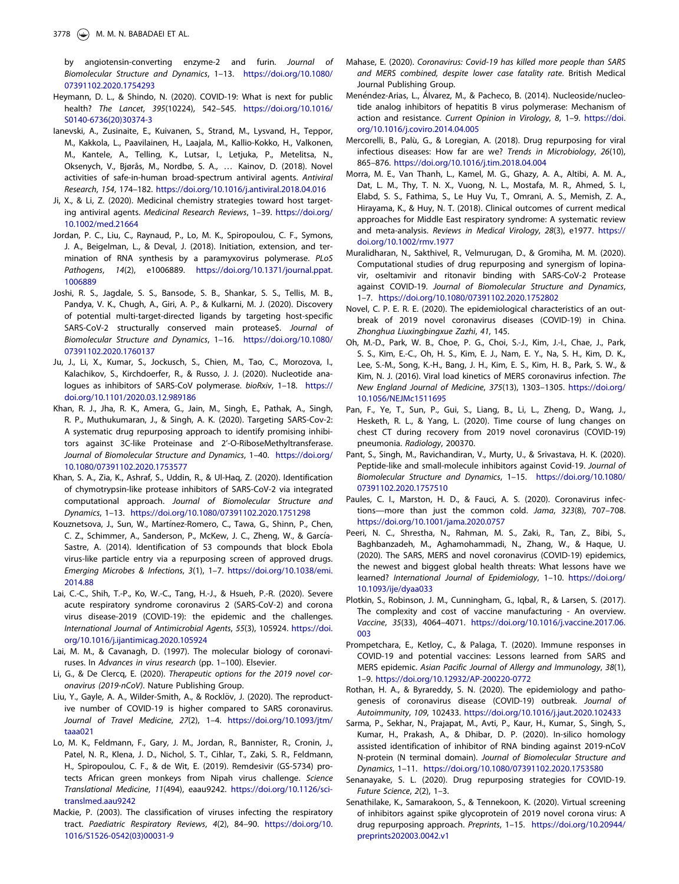by angiotensin-converting enzyme-2 and furin. *Journal of Biomolecular Structure and Dynamics*, 1–13. https://doi.org/10.1080/07391102.2020.1754293

Heymann, D. L., & Shindo, N. (2020). COVID-19: What is next for public health? *The Lancet*, *395*(10224), 542–545. https://doi.org/10.1016/S0140-6736(20)30374-3

Ianevski, A., Zusinaite, E., Kuivanen, S., Strand, M., Lysvand, H., Teppor, M., Kakkola, L., Paavilainen, H., Laajala, M., Kallio-Kokko, H., Valkonen, M., Kantele, A., Telling, K., Lutsar, I., Letjuka, P., Metelitsa, N., Oksenych, V., Bjørås, M., Nordbø, S. A., … Kainov, D. (2018). Novel activities of safe-in-human broad-spectrum antiviral agents. *Antiviral Research*, *154*, 174–182. https://doi.org/10.1016/j.antiviral.2018.04.016

Ji, X., & Li, Z. (2020). Medicinal chemistry strategies toward host targeting antiviral agents. *Medicinal Research Reviews*, 1–39. https://doi.org/10.1002/med.21664

Jordan, P. C., Liu, C., Raynaud, P., Lo, M. K., Spiropoulou, C. F., Symons, J. A., Beigelman, L., & Deval, J. (2018). Initiation, extension, and termination of RNA synthesis by a paramyxovirus polymerase. *PLoS Pathogens*, *14*(2), e1006889. https://doi.org/10.1371/journal.ppat.1006889

Joshi, R. S., Jagdale, S. S., Bansode, S. B., Shankar, S. S., Tellis, M. B., Pandya, V. K., Chugh, A., Giri, A. P., & Kulkarni, M. J. (2020). Discovery of potential multi-target-directed ligands by targeting host-specific SARS-CoV-2 structurally conserved main protease$. *Journal of Biomolecular Structure and Dynamics*, 1–16. https://doi.org/10.1080/07391102.2020.1760137

Ju, J., Li, X., Kumar, S., Jockusch, S., Chien, M., Tao, C., Morozova, I., Kalachikov, S., Kirchdoerfer, R., & Russo, J. J. (2020). Nucleotide analogues as inhibitors of SARS-CoV polymerase. *bioRxiv*, 1–18. https://doi.org/10.1101/2020.03.12.989186

Khan, R. J., Jha, R. K., Amera, G., Jain, M., Singh, E., Pathak, A., Singh, R. P., Muthukumaran, J., & Singh, A. K. (2020). Targeting SARS-Cov-2: A systematic drug repurposing approach to identify promising inhibitors against 3C-like Proteinase and 2′-O-RiboseMethyltransferase. *Journal of Biomolecular Structure and Dynamics*, 1–40. https://doi.org/10.1080/07391102.2020.1753577

Khan, S. A., Zia, K., Ashraf, S., Uddin, R., & Ul-Haq, Z. (2020). Identification of chymotrypsin-like protease inhibitors of SARS-CoV-2 via integrated computational approach. *Journal of Biomolecular Structure and Dynamics*, 1–13. https://doi.org/10.1080/07391102.2020.1751298

Kouznetsova, J., Sun, W., Martínez-Romero, C., Tawa, G., Shinn, P., Chen, C. Z., Schimmer, A., Sanderson, P., McKew, J. C., Zheng, W., & García-Sastre, A. (2014). Identification of 53 compounds that block Ebola virus-like particle entry via a repurposing screen of approved drugs. *Emerging Microbes & Infections*, *3*(1), 1–7. https://doi.org/10.1038/emi.2014.88

Lai, C.-C., Shih, T.-P., Ko, W.-C., Tang, H.-J., & Hsueh, P.-R. (2020). Severe acute respiratory syndrome coronavirus 2 (SARS-CoV-2) and corona virus disease-2019 (COVID-19): the epidemic and the challenges. *International Journal of Antimicrobial Agents*, *55*(3), 105924. https://doi.org/10.1016/j.ijantimicag.2020.105924

Lai, M. M., & Cavanagh, D. (1997). The molecular biology of coronaviruses. In *Advances in virus research* (pp. 1–100). Elsevier.

Li, G., & De Clercq, E. (2020). *Therapeutic options for the 2019 novel coronavirus (2019-nCoV)*. Nature Publishing Group.

Liu, Y., Gayle, A. A., Wilder-Smith, A., & Rocklöv, J. (2020). The reproductive number of COVID-19 is higher compared to SARS coronavirus. *Journal of Travel Medicine*, *27*(2), 1–4. https://doi.org/10.1093/jtm/taaa021

Lo, M. K., Feldmann, F., Gary, J. M., Jordan, R., Bannister, R., Cronin, J., Patel, N. R., Klena, J. D., Nichol, S. T., Cihlar, T., Zaki, S. R., Feldmann, H., Spiropoulou, C. F., & de Wit, E. (2019). Remdesivir (GS-5734) protects African green monkeys from Nipah virus challenge. *Science Translational Medicine*, *11*(494), eaau9242. https://doi.org/10.1126/scitranslmed.aau9242

Mackie, P. (2003). The classification of viruses infecting the respiratory tract. *Paediatric Respiratory Reviews*, *4*(2), 84–90. https://doi.org/10.1016/S1526-0542(03)00031-9

Mahase, E. (2020). *Coronavirus: Covid-19 has killed more people than SARS and MERS combined, despite lower case fatality rate*. British Medical Journal Publishing Group.

Menéndez-Arias, L., Álvarez, M., & Pacheco, B. (2014). Nucleoside/nucleotide analog inhibitors of hepatitis B virus polymerase: Mechanism of action and resistance. *Current Opinion in Virology*, *8*, 1–9. https://doi.org/10.1016/j.coviro.2014.04.005

Mercorelli, B., Palù, G., & Loregian, A. (2018). Drug repurposing for viral infectious diseases: How far are we? *Trends in Microbiology*, *26*(10), 865–876. https://doi.org/10.1016/j.tim.2018.04.004

Morra, M. E., Van Thanh, L., Kamel, M. G., Ghazy, A. A., Altibi, A. M. A., Dat, L. M., Thy, T. N. X., Vuong, N. L., Mostafa, M. R., Ahmed, S. I., Elabd, S. S., Fathima, S., Le Huy Vu, T., Omrani, A. S., Memish, Z. A., Hirayama, K., & Huy, N. T. (2018). Clinical outcomes of current medical approaches for Middle East respiratory syndrome: A systematic review and meta-analysis. *Reviews in Medical Virology*, *28*(3), e1977. https://doi.org/10.1002/rmv.1977

Muralidharan, N., Sakthivel, R., Velmurugan, D., & Gromiha, M. M. (2020). Computational studies of drug repurposing and synergism of lopinavir, oseltamivir and ritonavir binding with SARS-CoV-2 Protease against COVID-19. *Journal of Biomolecular Structure and Dynamics*, 1–7. https://doi.org/10.1080/07391102.2020.1752802

Novel, C. P. E. R. E. (2020). The epidemiological characteristics of an outbreak of 2019 novel coronavirus diseases (COVID-19) in China. *Zhonghua Liuxingbingxue Zazhi*, *41*, 145.

Oh, M.-D., Park, W. B., Choe, P. G., Choi, S.-J., Kim, J.-I., Chae, J., Park, S. S., Kim, E.-C., Oh, H. S., Kim, E. J., Nam, E. Y., Na, S. H., Kim, D. K., Lee, S.-M., Song, K.-H., Bang, J. H., Kim, E. S., Kim, H. B., Park, S. W., & Kim, N. J. (2016). Viral load kinetics of MERS coronavirus infection. *The New England Journal of Medicine*, *375*(13), 1303–1305. https://doi.org/10.1056/NEJMc1511695

Pan, F., Ye, T., Sun, P., Gui, S., Liang, B., Li, L., Zheng, D., Wang, J., Hesketh, R. L., & Yang, L. (2020). Time course of lung changes on chest CT during recovery from 2019 novel coronavirus (COVID-19) pneumonia. *Radiology*, 200370.

Pant, S., Singh, M., Ravichandiran, V., Murty, U., & Srivastava, H. K. (2020). Peptide-like and small-molecule inhibitors against Covid-19. *Journal of Biomolecular Structure and Dynamics*, 1–15. https://doi.org/10.1080/07391102.2020.1757510

Paules, C. I., Marston, H. D., & Fauci, A. S. (2020). Coronavirus infections—more than just the common cold. *Jama*, *323*(8), 707–708. https://doi.org/10.1001/jama.2020.0757

Peeri, N. C., Shrestha, N., Rahman, M. S., Zaki, R., Tan, Z., Bibi, S., Baghbanzadeh, M., Aghamohammadi, N., Zhang, W., & Haque, U. (2020). The SARS, MERS and novel coronavirus (COVID-19) epidemics, the newest and biggest global health threats: What lessons have we learned? *International Journal of Epidemiology*, 1–10. https://doi.org/10.1093/ije/dyaa033

Plotkin, S., Robinson, J. M., Cunningham, G., Iqbal, R., & Larsen, S. (2017). The complexity and cost of vaccine manufacturing - An overview. *Vaccine*, *35*(33), 4064–4071. https://doi.org/10.1016/j.vaccine.2017.06.003

Prompetchara, E., Ketloy, C., & Palaga, T. (2020). Immune responses in COVID-19 and potential vaccines: Lessons learned from SARS and MERS epidemic. *Asian Pacific Journal of Allergy and Immunology*, *38*(1), 1–9. https://doi.org/10.12932/AP-200220-0772

Rothan, H. A., & Byrareddy, S. N. (2020). The epidemiology and pathogenesis of coronavirus disease (COVID-19) outbreak. *Journal of Autoimmunity*, *109*, 102433. https://doi.org/10.1016/j.jaut.2020.102433

Sarma, P., Sekhar, N., Prajapat, M., Avti, P., Kaur, H., Kumar, S., Singh, S., Kumar, H., Prakash, A., & Dhibar, D. P. (2020). In-silico homology assisted identification of inhibitor of RNA binding against 2019-nCoV N-protein (N terminal domain). *Journal of Biomolecular Structure and Dynamics*, 1–11. https://doi.org/10.1080/07391102.2020.1753580

Senanayake, S. L. (2020). Drug repurposing strategies for COVID-19. *Future Science*, *2*(2), 1–3.

Senathilake, K., Samarakoon, S., & Tennekoon, K. (2020). Virtual screening of inhibitors against spike glycoprotein of 2019 novel corona virus: A drug repurposing approach. *Preprints*, 1–15. https://doi.org/10.20944/preprints202003.0042.v1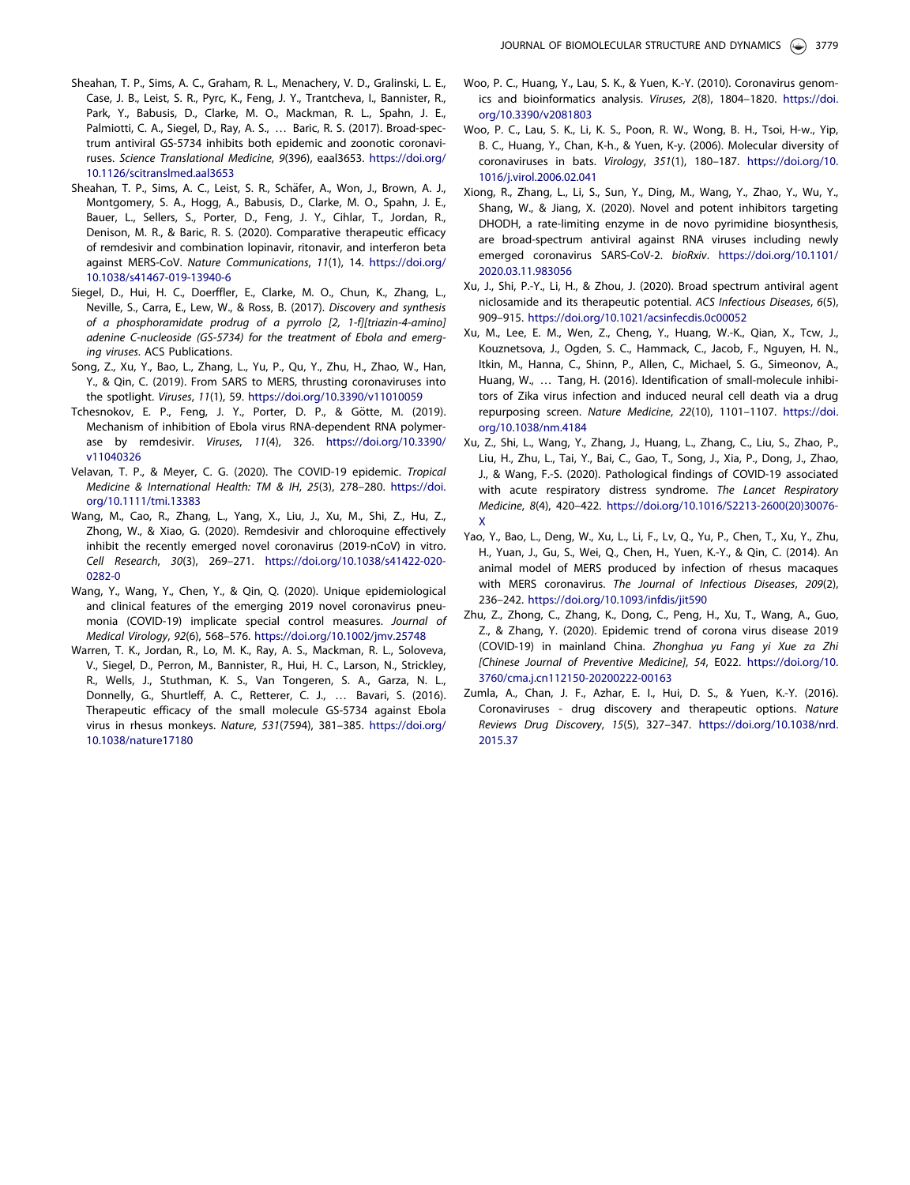Sheahan, T. P., Sims, A. C., Graham, R. L., Menachery, V. D., Gralinski, L. E., Case, J. B., Leist, S. R., Pyrc, K., Feng, J. Y., Trantcheva, I., Bannister, R., Park, Y., Babusis, D., Clarke, M. O., Mackman, R. L., Spahn, J. E., Palmiotti, C. A., Siegel, D., Ray, A. S., … Baric, R. S. (2017). Broad-spectrum antiviral GS-5734 inhibits both epidemic and zoonotic coronaviruses. *Science Translational Medicine*, *9*(396), eaal3653. https://doi.org/10.1126/scitranslmed.aal3653

Sheahan, T. P., Sims, A. C., Leist, S. R., Schäfer, A., Won, J., Brown, A. J., Montgomery, S. A., Hogg, A., Babusis, D., Clarke, M. O., Spahn, J. E., Bauer, L., Sellers, S., Porter, D., Feng, J. Y., Cihlar, T., Jordan, R., Denison, M. R., & Baric, R. S. (2020). Comparative therapeutic efficacy of remdesivir and combination lopinavir, ritonavir, and interferon beta against MERS-CoV. *Nature Communications*, *11*(1), 14. https://doi.org/10.1038/s41467-019-13940-6

Siegel, D., Hui, H. C., Doerffler, E., Clarke, M. O., Chun, K., Zhang, L., Neville, S., Carra, E., Lew, W., & Ross, B. (2017). *Discovery and synthesis of a phosphoramidate prodrug of a pyrrolo [2, 1-f][triazin-4-amino] adenine C-nucleoside (GS-5734) for the treatment of Ebola and emerging viruses*. ACS Publications.

Song, Z., Xu, Y., Bao, L., Zhang, L., Yu, P., Qu, Y., Zhu, H., Zhao, W., Han, Y., & Qin, C. (2019). From SARS to MERS, thrusting coronaviruses into the spotlight. *Viruses*, *11*(1), 59. https://doi.org/10.3390/v11010059

Tchesnokov, E. P., Feng, J. Y., Porter, D. P., & Götte, M. (2019). Mechanism of inhibition of Ebola virus RNA-dependent RNA polymerase by remdesivir. *Viruses*, *11*(4), 326. https://doi.org/10.3390/v11040326

Velavan, T. P., & Meyer, C. G. (2020). The COVID-19 epidemic. *Tropical Medicine & International Health: TM & IH*, *25*(3), 278–280. https://doi.org/10.1111/tmi.13383

Wang, M., Cao, R., Zhang, L., Yang, X., Liu, J., Xu, M., Shi, Z., Hu, Z., Zhong, W., & Xiao, G. (2020). Remdesivir and chloroquine effectively inhibit the recently emerged novel coronavirus (2019-nCoV) in vitro. *Cell Research*, *30*(3), 269–271. https://doi.org/10.1038/s41422-020-0282-0

Wang, Y., Wang, Y., Chen, Y., & Qin, Q. (2020). Unique epidemiological and clinical features of the emerging 2019 novel coronavirus pneumonia (COVID-19) implicate special control measures. *Journal of Medical Virology*, *92*(6), 568–576. https://doi.org/10.1002/jmv.25748

Warren, T. K., Jordan, R., Lo, M. K., Ray, A. S., Mackman, R. L., Soloveva, V., Siegel, D., Perron, M., Bannister, R., Hui, H. C., Larson, N., Strickley, R., Wells, J., Stuthman, K. S., Van Tongeren, S. A., Garza, N. L., Donnelly, G., Shurtleff, A. C., Retterer, C. J., … Bavari, S. (2016). Therapeutic efficacy of the small molecule GS-5734 against Ebola virus in rhesus monkeys. *Nature*, *531*(7594), 381–385. https://doi.org/10.1038/nature17180

Woo, P. C., Huang, Y., Lau, S. K., & Yuen, K.-Y. (2010). Coronavirus genomics and bioinformatics analysis. *Viruses*, *2*(8), 1804–1820. https://doi.org/10.3390/v2081803

Woo, P. C., Lau, S. K., Li, K. S., Poon, R. W., Wong, B. H., Tsoi, H-w., Yip, B. C., Huang, Y., Chan, K-h., & Yuen, K-y. (2006). Molecular diversity of coronaviruses in bats. *Virology*, *351*(1), 180–187. https://doi.org/10.1016/j.virol.2006.02.041

Xiong, R., Zhang, L., Li, S., Sun, Y., Ding, M., Wang, Y., Zhao, Y., Wu, Y., Shang, W., & Jiang, X. (2020). Novel and potent inhibitors targeting DHODH, a rate-limiting enzyme in de novo pyrimidine biosynthesis, are broad-spectrum antiviral against RNA viruses including newly emerged coronavirus SARS-CoV-2. *bioRxiv*. https://doi.org/10.1101/2020.03.11.983056

Xu, J., Shi, P.-Y., Li, H., & Zhou, J. (2020). Broad spectrum antiviral agent niclosamide and its therapeutic potential. *ACS Infectious Diseases*, *6*(5), 909–915. https://doi.org/10.1021/acsinfecdis.0c00052

Xu, M., Lee, E. M., Wen, Z., Cheng, Y., Huang, W.-K., Qian, X., Tcw, J., Kouznetsova, J., Ogden, S. C., Hammack, C., Jacob, F., Nguyen, H. N., Itkin, M., Hanna, C., Shinn, P., Allen, C., Michael, S. G., Simeonov, A., Huang, W., … Tang, H. (2016). Identification of small-molecule inhibitors of Zika virus infection and induced neural cell death via a drug repurposing screen. *Nature Medicine*, *22*(10), 1101–1107. https://doi.org/10.1038/nm.4184

Xu, Z., Shi, L., Wang, Y., Zhang, J., Huang, L., Zhang, C., Liu, S., Zhao, P., Liu, H., Zhu, L., Tai, Y., Bai, C., Gao, T., Song, J., Xia, P., Dong, J., Zhao, J., & Wang, F.-S. (2020). Pathological findings of COVID-19 associated with acute respiratory distress syndrome. *The Lancet Respiratory Medicine*, *8*(4), 420–422. https://doi.org/10.1016/S2213-2600(20)30076-X

Yao, Y., Bao, L., Deng, W., Xu, L., Li, F., Lv, Q., Yu, P., Chen, T., Xu, Y., Zhu, H., Yuan, J., Gu, S., Wei, Q., Chen, H., Yuen, K.-Y., & Qin, C. (2014). An animal model of MERS produced by infection of rhesus macaques with MERS coronavirus. *The Journal of Infectious Diseases*, *209*(2), 236–242. https://doi.org/10.1093/infdis/jit590

Zhu, Z., Zhong, C., Zhang, K., Dong, C., Peng, H., Xu, T., Wang, A., Guo, Z., & Zhang, Y. (2020). Epidemic trend of corona virus disease 2019 (COVID-19) in mainland China. *Zhonghua yu Fang yi Xue za Zhi [Chinese Journal of Preventive Medicine]*, *54*, E022. https://doi.org/10.3760/cma.j.cn112150-20200222-00163

Zumla, A., Chan, J. F., Azhar, E. I., Hui, D. S., & Yuen, K.-Y. (2016). Coronaviruses - drug discovery and therapeutic options. *Nature Reviews Drug Discovery*, *15*(5), 327–347. https://doi.org/10.1038/nrd.2015.37